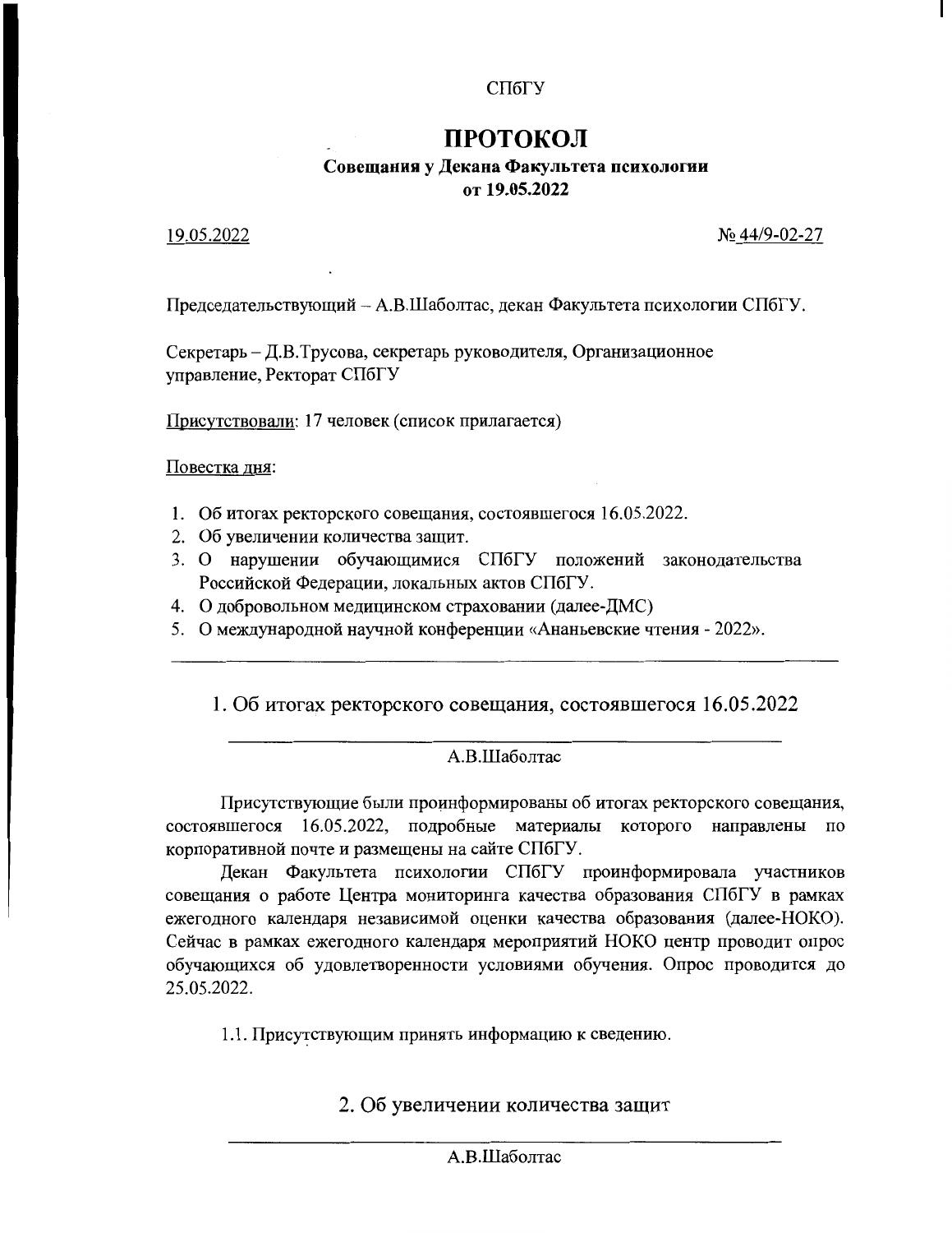СПбГУ

# ПРОТОКОЛ

## Совещания у Декана Факультета психологии от 19.05.2022

19.05.2022 № 44/9-02-27

Председательствующий – А.В.Шаболтас, декан Факультета психологии СПбГУ.

Секретарь – Д.В.Трусова, секретарь руководителя, Организационное управление, Ректорат СПбГУ

Присутствовали: 17 человек (список прилагается)

Повестка дня:

1. Об итогах ректорского совещания, состоявшегося 16.05.2022.
2. Об увеличении количества защит.
3. О нарушении обучающимися СПбГУ положений законодательства Российской Федерации, локальных актов СПбГУ.
4. О добровольном медицинском страховании (далее-ДМС)
5. О международной научной конференции «Ананьевские чтения - 2022».

---

### 1. Об итогах ректорского совещания, состоявшегося 16.05.2022

А.В.Шаболтас

Присутствующие были проинформированы об итогах ректорского совещания, состоявшегося 16.05.2022, подробные материалы которого направлены по корпоративной почте и размещены на сайте СПбГУ.

Декан Факультета психологии СПбГУ проинформировала участников совещания о работе Центра мониторинга качества образования СПбГУ в рамках ежегодного календаря независимой оценки качества образования (далее-НОКО). Сейчас в рамках ежегодного календаря мероприятий НОКО центр проводит опрос обучающихся об удовлетворенности условиями обучения. Опрос проводится до 25.05.2022.

1.1. Присутствующим принять информацию к сведению.

### 2. Об увеличении количества защит

А.В.Шаболтас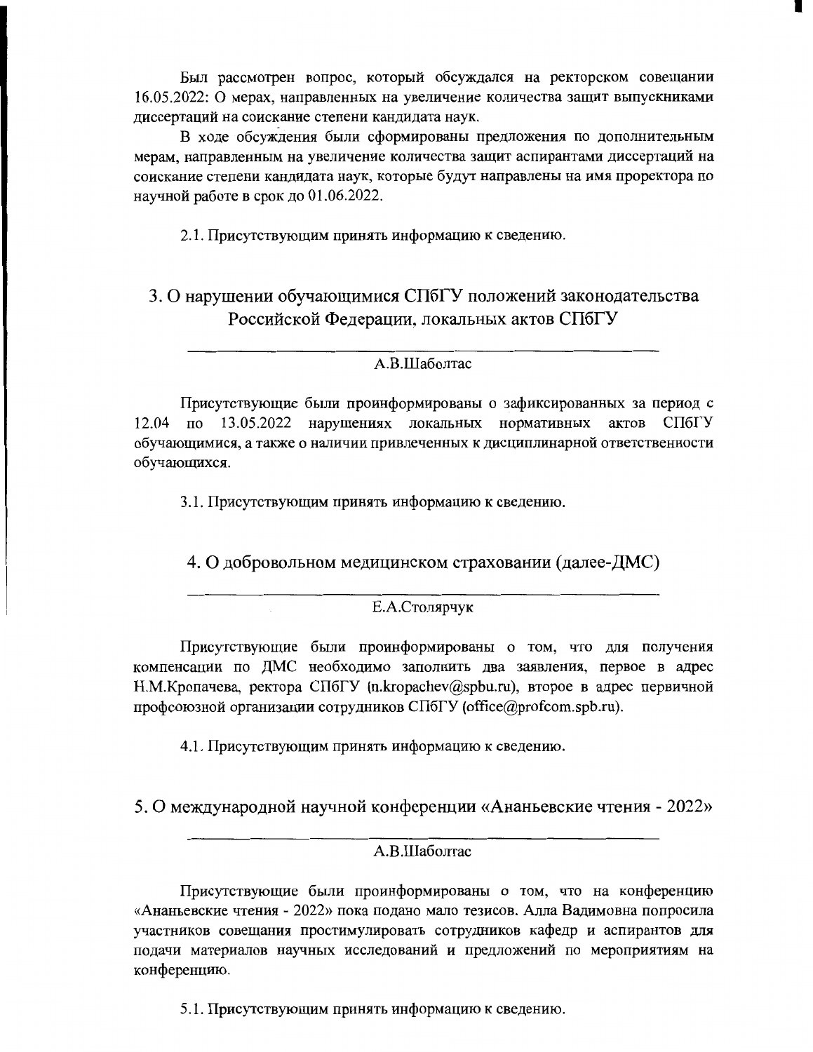Был рассмотрен вопрос, который обсуждался на ректорском совещании 16.05.2022: О мерах, направленных на увеличение количества защит выпускниками диссертаций на соискание степени кандидата наук.

В ходе обсуждения были сформированы предложения по дополнительным мерам, направленным на увеличение количества защит аспирантами диссертаций на соискание степени кандидата наук, которые будут направлены на имя проректора по научной работе в срок до 01.06.2022.

2.1. Присутствующим принять информацию к сведению.

## 3. О нарушении обучающимися СПбГУ положений законодательства Российской Федерации, локальных актов СПбГУ

А.В.Шаболтас

Присутствующие были проинформированы о зафиксированных за период с 12.04 по 13.05.2022 нарушениях локальных нормативных актов СПбГУ обучающимися, а также о наличии привлеченных к дисциплинарной ответственности обучающихся.

3.1. Присутствующим принять информацию к сведению.

## 4. О добровольном медицинском страховании (далее-ДМС)

Е.А.Столярчук

Присутствующие были проинформированы о том, что для получения компенсации по ДМС необходимо заполнить два заявления, первое в адрес Н.М.Кропачева, ректора СПбГУ (n.kropachev@spbu.ru), второе в адрес первичной профсоюзной организации сотрудников СПбГУ (office@profcom.spb.ru).

4.1. Присутствующим принять информацию к сведению.

## 5. О международной научной конференции «Ананьевские чтения - 2022»

А.В.Шаболтас

Присутствующие были проинформированы о том, что на конференцию «Ананьевские чтения - 2022» пока подано мало тезисов. Алла Вадимовна попросила участников совещания простимулировать сотрудников кафедр и аспирантов для подачи материалов научных исследований и предложений по мероприятиям на конференцию.

5.1. Присутствующим принять информацию к сведению.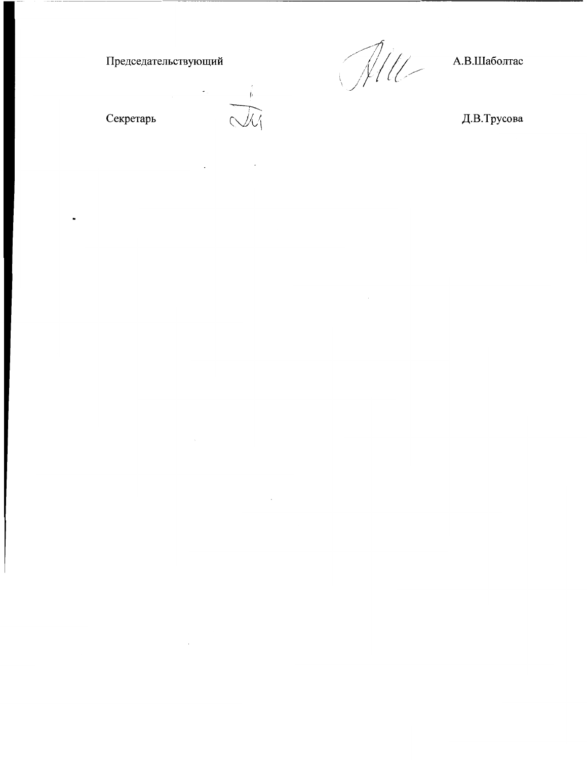Председательствующий А.В.Шаболтас

Секретарь Д.В.Трусова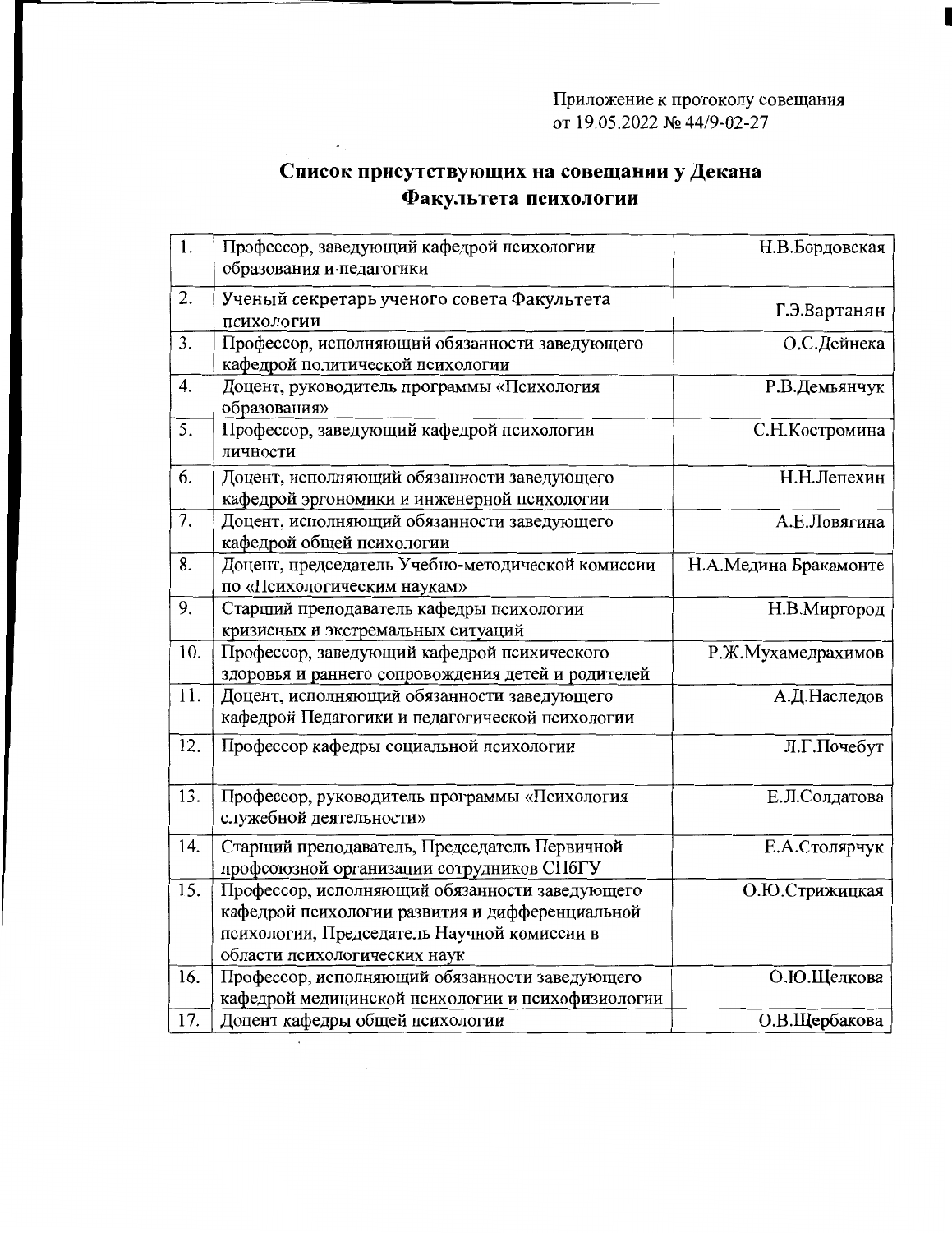Приложение к протоколу совещания
от 19.05.2022 № 44/9-02-27

## Список присутствующих на совещании у Декана Факультета психологии

| | | |
|---|---|---|
| 1. | Профессор, заведующий кафедрой психологии образования и педагогики | Н.В.Бордовская |
| 2. | Ученый секретарь ученого совета Факультета психологии | Г.Э.Вартанян |
| 3. | Профессор, исполняющий обязанности заведующего кафедрой политической психологии | О.С.Дейнека |
| 4. | Доцент, руководитель программы «Психология образования» | Р.В.Демьянчук |
| 5. | Профессор, заведующий кафедрой психологии личности | С.Н.Костромина |
| 6. | Доцент, исполняющий обязанности заведующего кафедрой эргономики и инженерной психологии | Н.Н.Лепехин |
| 7. | Доцент, исполняющий обязанности заведующего кафедрой общей психологии | А.Е.Ловягина |
| 8. | Доцент, председатель Учебно-методической комиссии по «Психологическим наукам» | Н.А.Медина Бракамонте |
| 9. | Старший преподаватель кафедры психологии кризисных и экстремальных ситуаций | Н.В.Миргород |
| 10. | Профессор, заведующий кафедрой психического здоровья и раннего сопровождения детей и родителей | Р.Ж.Мухамедрахимов |
| 11. | Доцент, исполняющий обязанности заведующего кафедрой Педагогики и педагогической психологии | А.Д.Наследов |
| 12. | Профессор кафедры социальной психологии | Л.Г.Почебут |
| 13. | Профессор, руководитель программы «Психология служебной деятельности» | Е.Л.Солдатова |
| 14. | Старший преподаватель, Председатель Первичной профсоюзной организации сотрудников СПбГУ | Е.А.Столярчук |
| 15. | Профессор, исполняющий обязанности заведующего кафедрой психологии развития и дифференциальной психологии, Председатель Научной комиссии в области психологических наук | О.Ю.Стрижицкая |
| 16. | Профессор, исполняющий обязанности заведующего кафедрой медицинской психологии и психофизиологии | О.Ю.Щелкова |
| 17. | Доцент кафедры общей психологии | О.В.Щербакова |